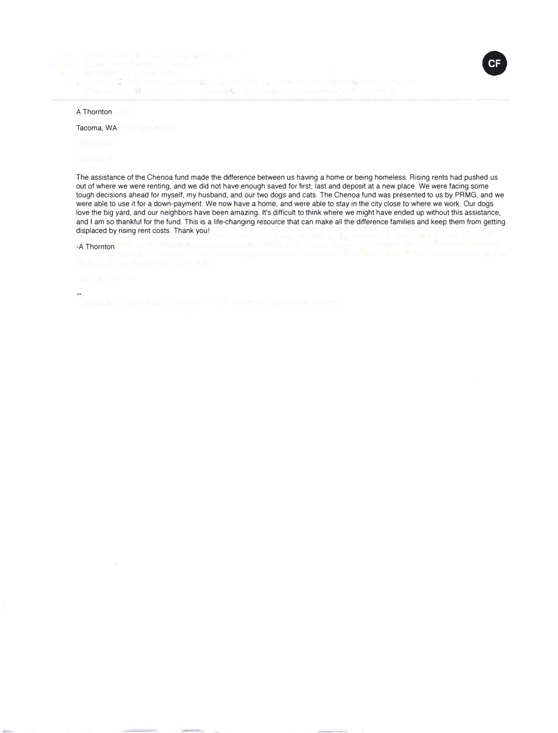A Thornton

Tacoma, WA

The assistance of the Chenoa fund made the difference between us having a home or being homeless. Rising rents had pushed us out of where we were renting, and we did not have enough saved for first, last and deposit at a new place. We were facing some tough decisions ahead for myself, my husband, and our two dogs and cats. The Chenoa fund was presented to us by PRMG, and we were able to use it for a down-payment. We now have a home, and were able to stay in the city close to where we work. Our dogs love the big yard, and our neighbors have been amazing. It's difficult to think where we might have ended up without this assistance, and I am so thankful for the fund. This is a life-changing resource that can make all the difference families and keep them from getting displaced by rising rent costs. Thank you!

-A Thornton

--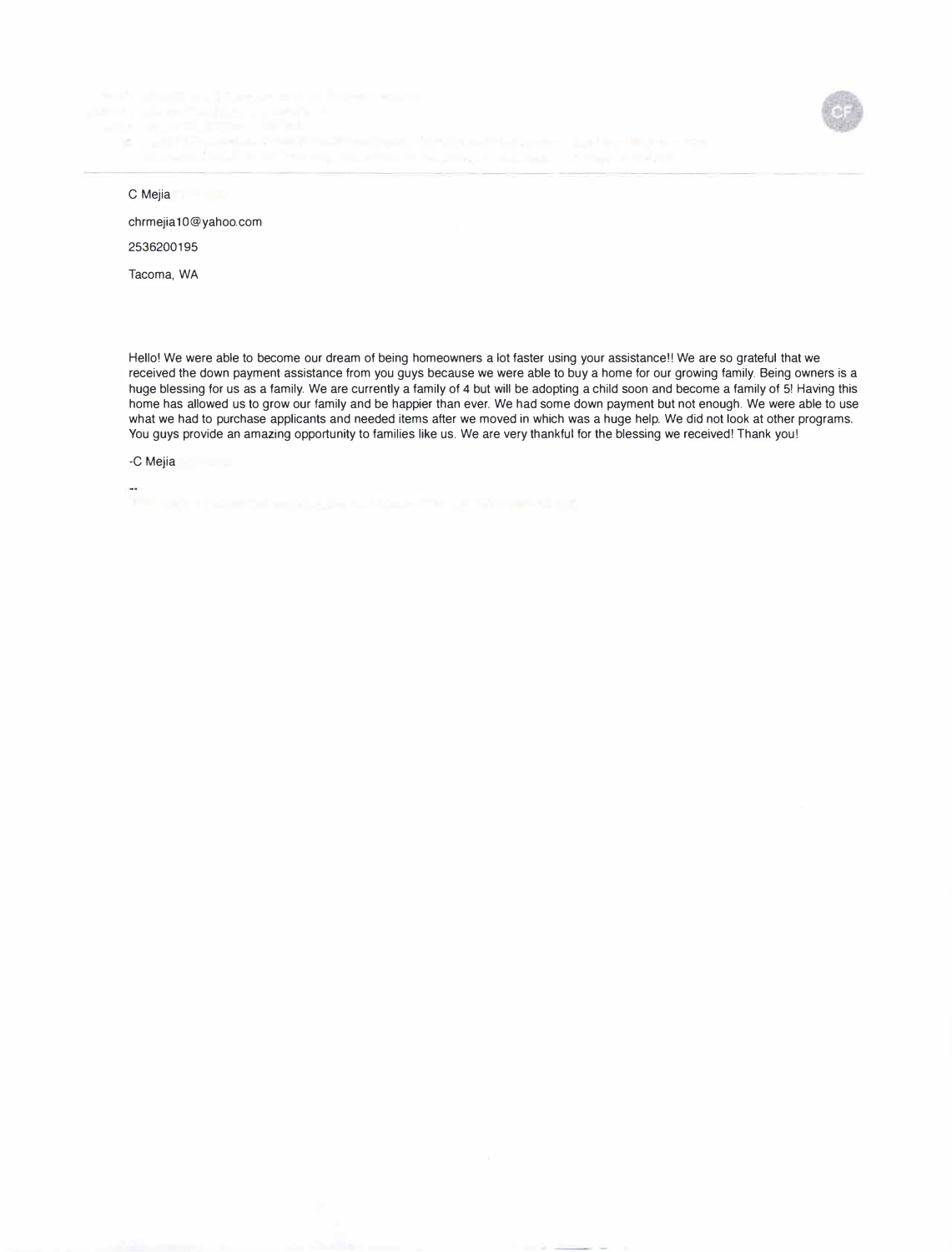C Mejia

chrmejia10@yahoo.com

2536200195

Tacoma, WA

Hello! We were able to become our dream of being homeowners a lot faster using your assistance!! We are so grateful that we received the down payment assistance from you guys because we were able to buy a home for our growing family. Being owners is a huge blessing for us as a family. We are currently a family of 4 but will be adopting a child soon and become a family of 5! Having this home has allowed us to grow our family and be happier than ever. We had some down payment but not enough. We were able to use what we had to purchase applicants and needed items after we moved in which was a huge help. We did not look at other programs. You guys provide an amazing opportunity to families like us. We are very thankful for the blessing we received! Thank you!

-C Mejia

--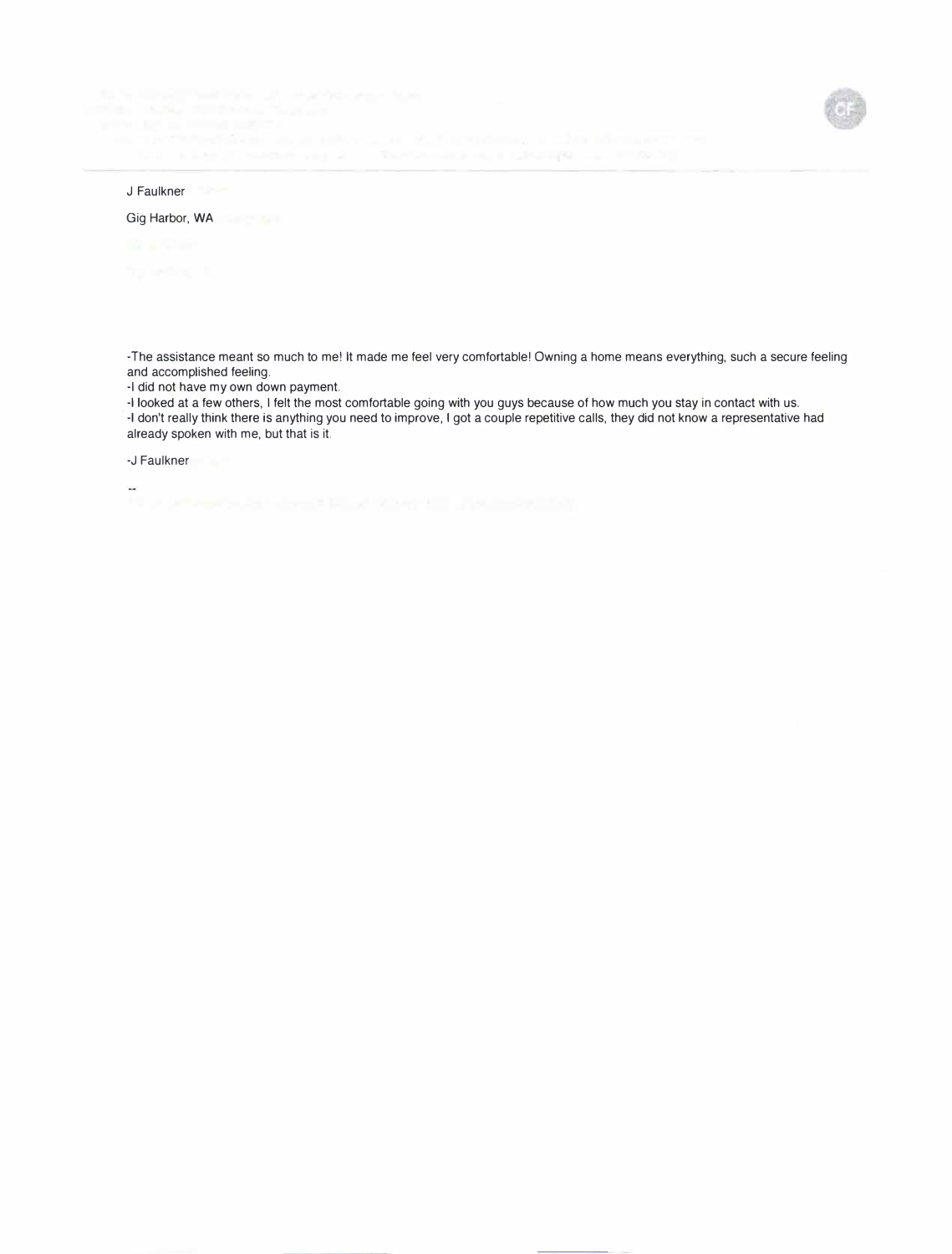J Faulkner

Gig Harbor, WA

-The assistance meant so much to me! It made me feel very comfortable! Owning a home means everything, such a secure feeling and accomplished feeling.
-I did not have my own down payment.
-I looked at a few others, I felt the most comfortable going with you guys because of how much you stay in contact with us.
-I don't really think there is anything you need to improve, I got a couple repetitive calls, they did not know a representative had already spoken with me, but that is it.

-J Faulkner

--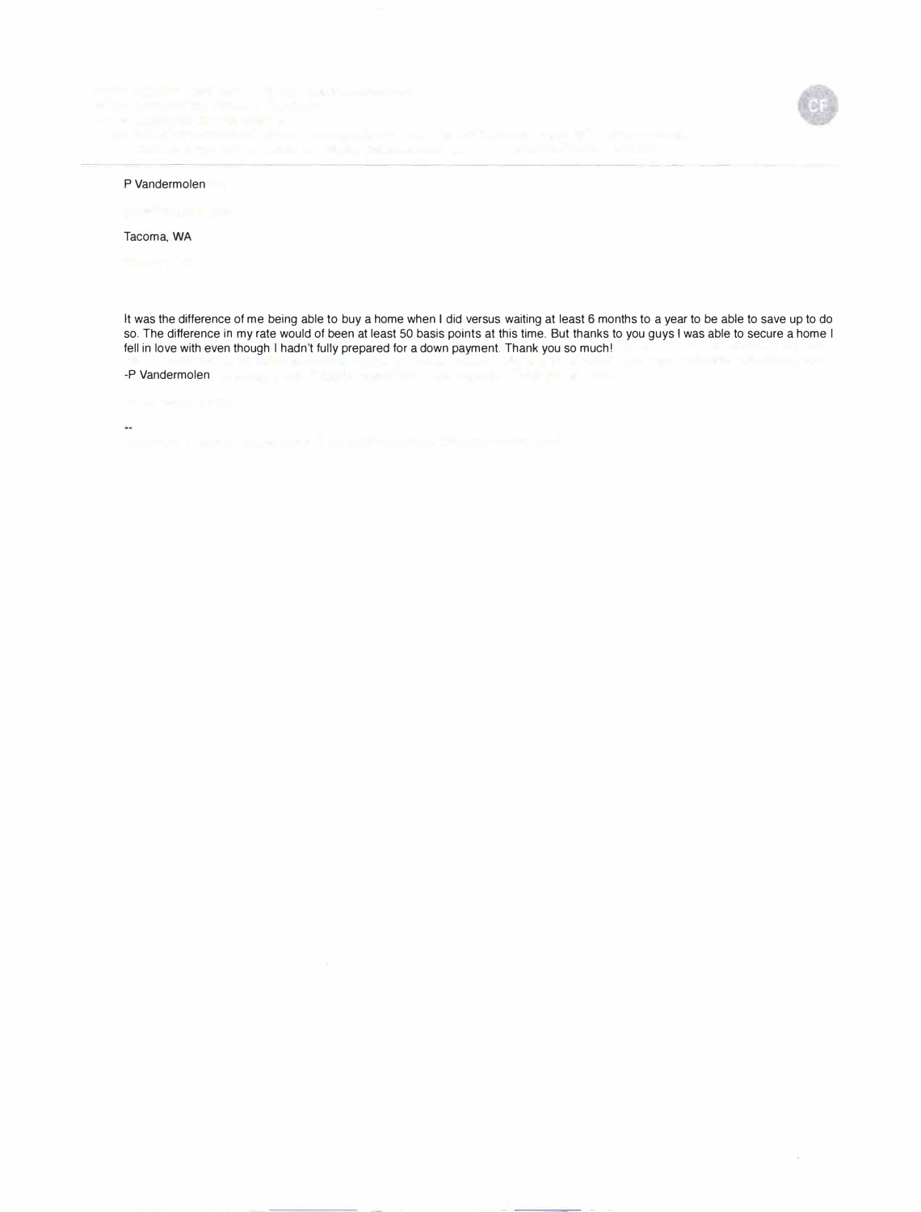P Vandermolen

Tacoma, WA

It was the difference of me being able to buy a home when I did versus waiting at least 6 months to a year to be able to save up to do so. The difference in my rate would of been at least 50 basis points at this time. But thanks to you guys I was able to secure a home I fell in love with even though I hadn't fully prepared for a down payment. Thank you so much!

-P Vandermolen

--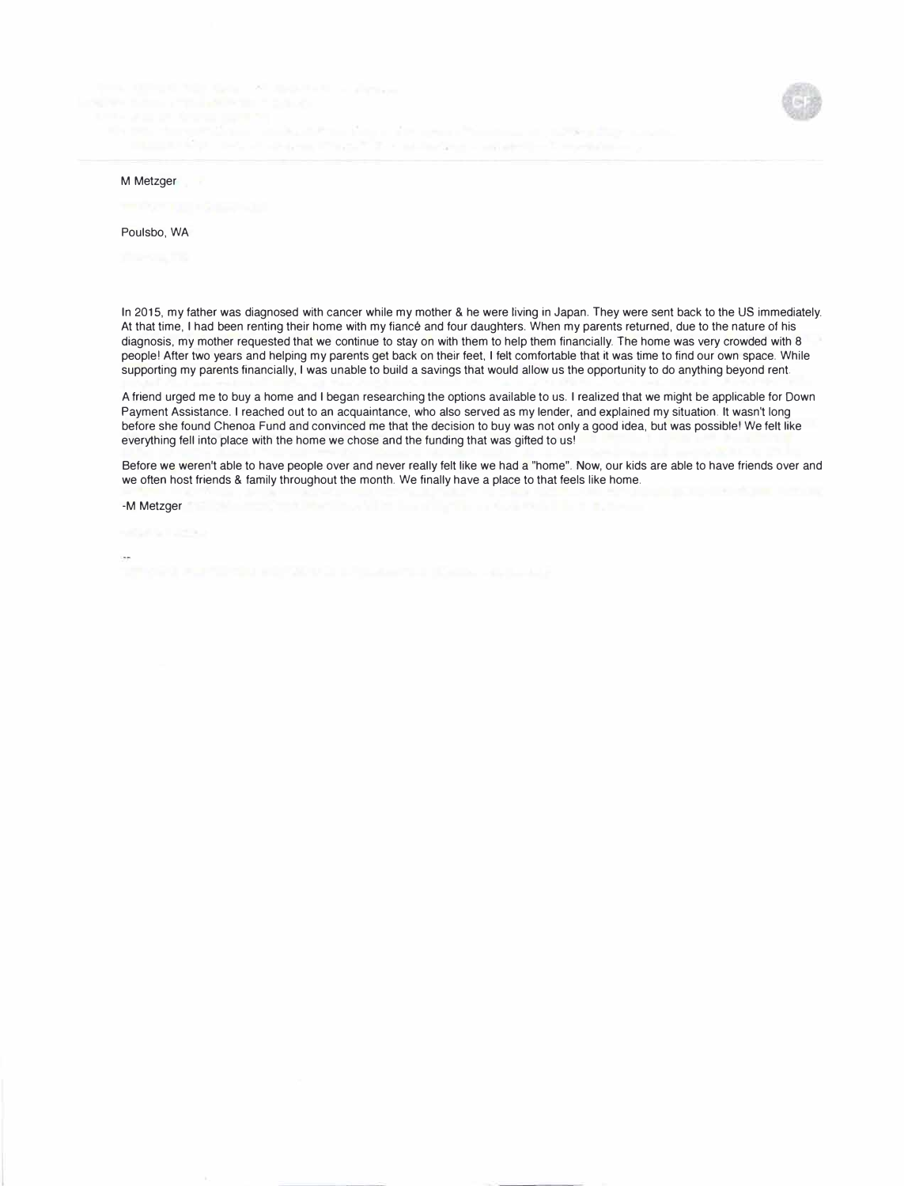M Metzger

Poulsbo, WA

In 2015, my father was diagnosed with cancer while my mother & he were living in Japan. They were sent back to the US immediately. At that time, I had been renting their home with my fiancé and four daughters. When my parents returned, due to the nature of his diagnosis, my mother requested that we continue to stay on with them to help them financially. The home was very crowded with 8 people! After two years and helping my parents get back on their feet, I felt comfortable that it was time to find our own space. While supporting my parents financially, I was unable to build a savings that would allow us the opportunity to do anything beyond rent.

A friend urged me to buy a home and I began researching the options available to us. I realized that we might be applicable for Down Payment Assistance. I reached out to an acquaintance, who also served as my lender, and explained my situation. It wasn't long before she found Chenoa Fund and convinced me that the decision to buy was not only a good idea, but was possible! We felt like everything fell into place with the home we chose and the funding that was gifted to us!

Before we weren't able to have people over and never really felt like we had a "home". Now, our kids are able to have friends over and we often host friends & family throughout the month. We finally have a place to that feels like home.

-M Metzger

--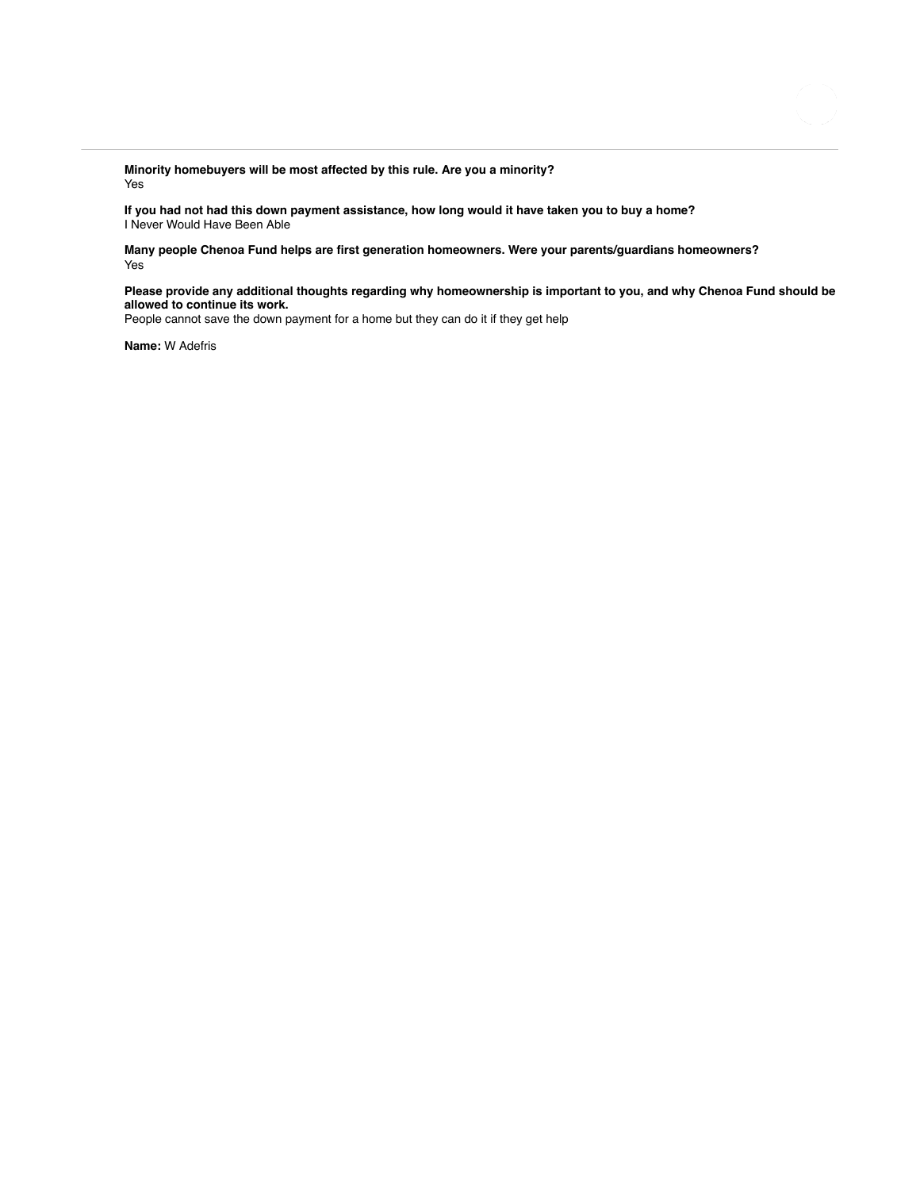**Minority homebuyers will be most affected by this rule. Are you a minority?**
Yes

**If you had not had this down payment assistance, how long would it have taken you to buy a home?**
I Never Would Have Been Able

**Many people Chenoa Fund helps are first generation homeowners. Were your parents/guardians homeowners?**
Yes

**Please provide any additional thoughts regarding why homeownership is important to you, and why Chenoa Fund should be allowed to continue its work.**
People cannot save the down payment for a home but they can do it if they get help

**Name:** W Adefris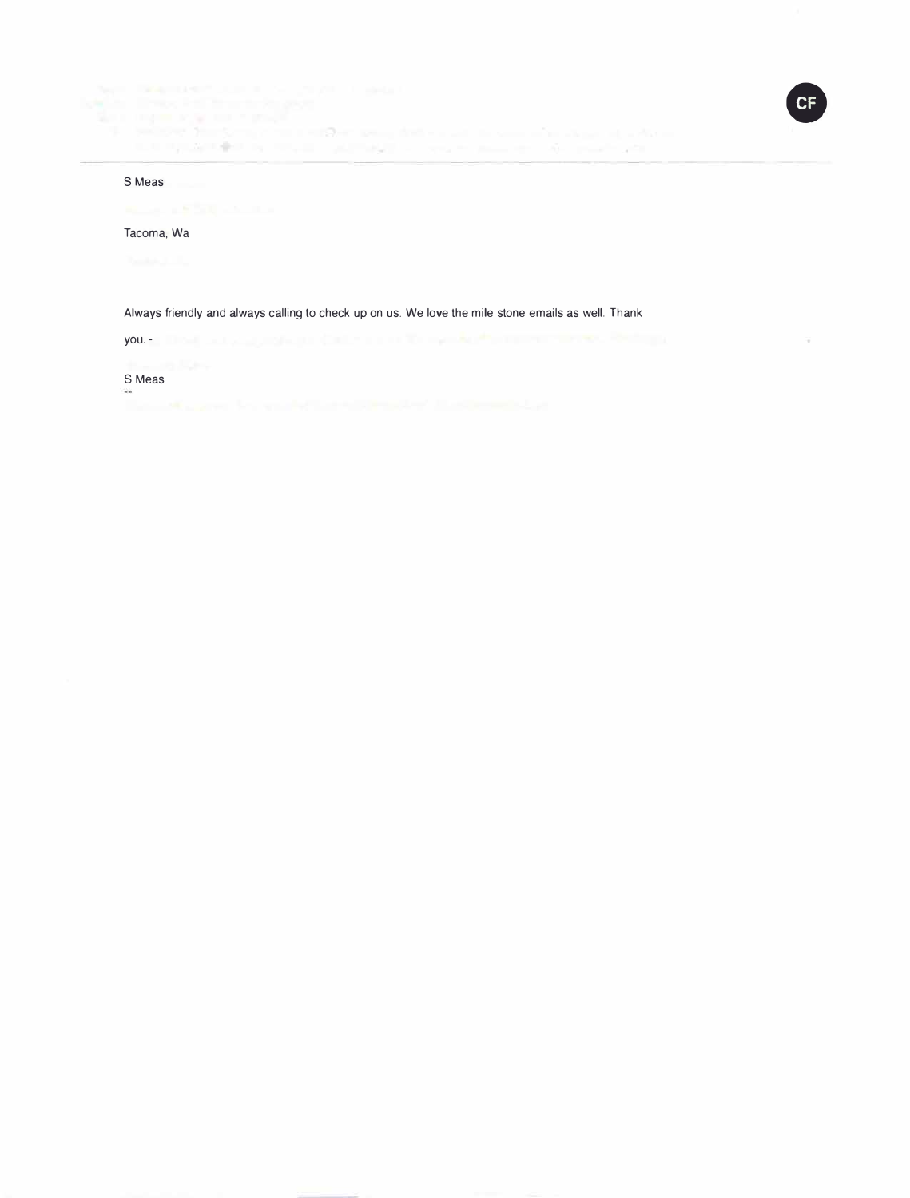S Meas

Tacoma, Wa

Always friendly and always calling to check up on us. We love the mile stone emails as well. Thank you. -

S Meas
--